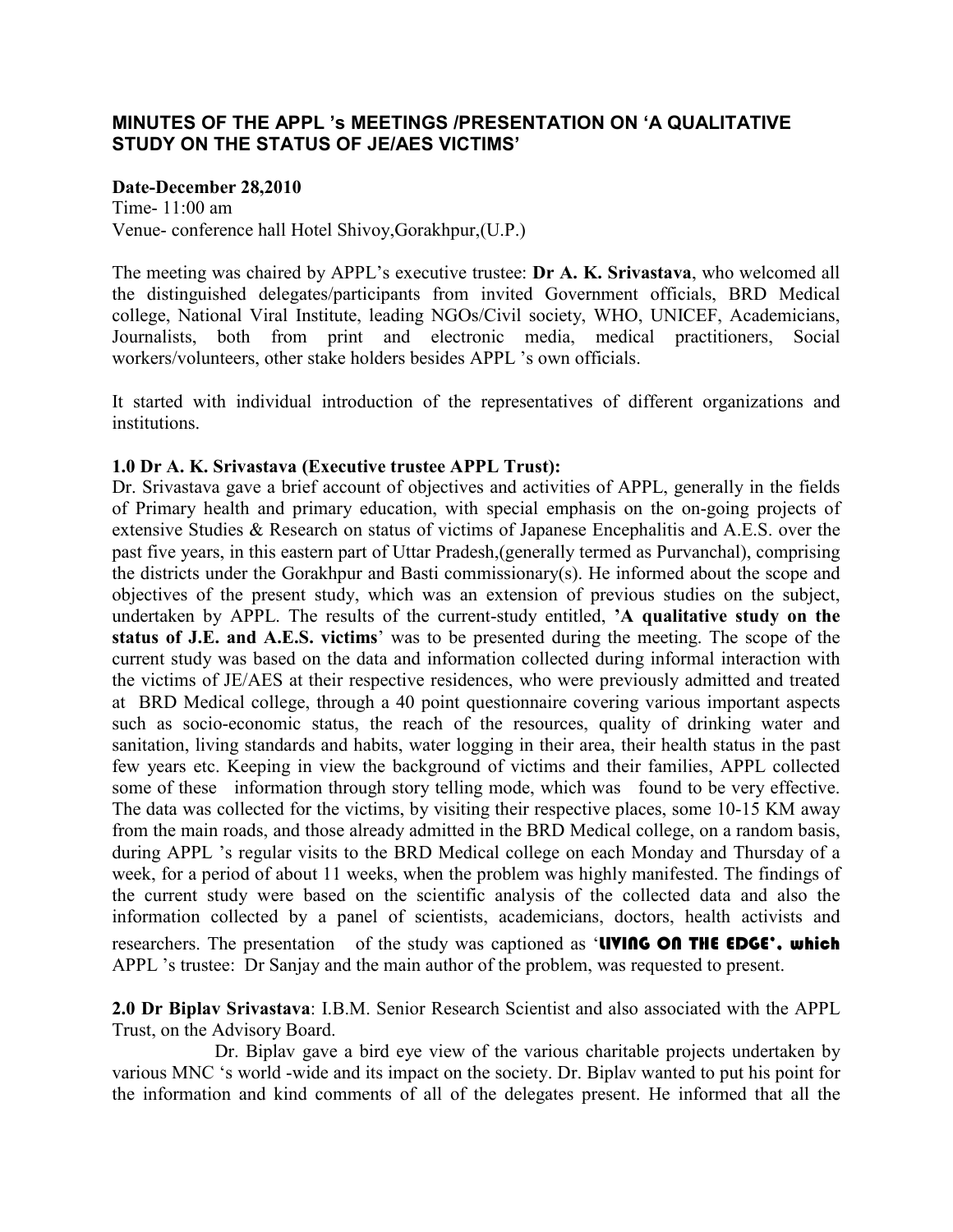**MINUTES OF THE APPL 's MEETINGS /PRESENTATION ON 'A QUALITATIVE STUDY ON THE STATUS OF JE/AES VICTIMS'**

**Date-December 28,2010**
Time- 11:00 am
Venue- conference hall Hotel Shivoy,Gorakhpur,(U.P.)

The meeting was chaired by APPL's executive trustee: **Dr A. K. Srivastava**, who welcomed all the distinguished delegates/participants from invited Government officials, BRD Medical college, National Viral Institute, leading NGOs/Civil society, WHO, UNICEF, Academicians, Journalists, both from print and electronic media, medical practitioners, Social workers/volunteers, other stake holders besides APPL 's own officials.

It started with individual introduction of the representatives of different organizations and institutions.

**1.0 Dr A. K. Srivastava (Executive trustee APPL Trust):**
Dr. Srivastava gave a brief account of objectives and activities of APPL, generally in the fields of Primary health and primary education, with special emphasis on the on-going projects of extensive Studies & Research on status of victims of Japanese Encephalitis and A.E.S. over the past five years, in this eastern part of Uttar Pradesh,(generally termed as Purvanchal), comprising the districts under the Gorakhpur and Basti commissionary(s). He informed about the scope and objectives of the present study, which was an extension of previous studies on the subject, undertaken by APPL. The results of the current-study entitled, **'A qualitative study on the status of J.E. and A.E.S. victims**' was to be presented during the meeting. The scope of the current study was based on the data and information collected during informal interaction with the victims of JE/AES at their respective residences, who were previously admitted and treated at BRD Medical college, through a 40 point questionnaire covering various important aspects such as socio-economic status, the reach of the resources, quality of drinking water and sanitation, living standards and habits, water logging in their area, their health status in the past few years etc. Keeping in view the background of victims and their families, APPL collected some of these information through story telling mode, which was found to be very effective. The data was collected for the victims, by visiting their respective places, some 10-15 KM away from the main roads, and those already admitted in the BRD Medical college, on a random basis, during APPL 's regular visits to the BRD Medical college on each Monday and Thursday of a week, for a period of about 11 weeks, when the problem was highly manifested. The findings of the current study were based on the scientific analysis of the collected data and also the information collected by a panel of scientists, academicians, doctors, health activists and researchers. The presentation of the study was captioned as '**LIVING ON THE EDGE', which** APPL 's trustee: Dr Sanjay and the main author of the problem, was requested to present.

**2.0 Dr Biplav Srivastava**: I.B.M. Senior Research Scientist and also associated with the APPL Trust, on the Advisory Board.

Dr. Biplav gave a bird eye view of the various charitable projects undertaken by various MNC 's world -wide and its impact on the society. Dr. Biplav wanted to put his point for the information and kind comments of all of the delegates present. He informed that all the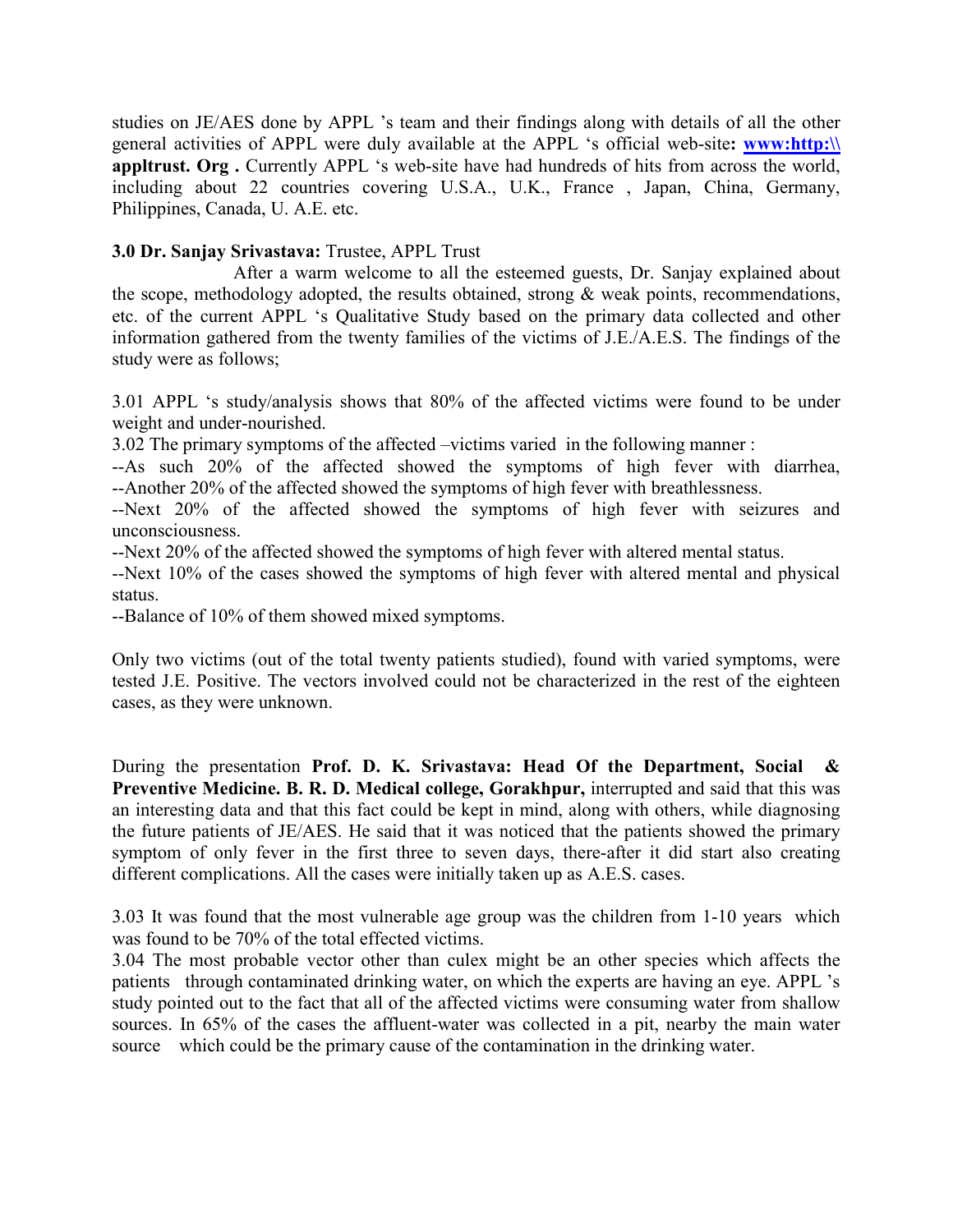studies on JE/AES done by APPL 's team and their findings along with details of all the other general activities of APPL were duly available at the APPL 's official web-site**: www:http:\\ appltrust. Org .** Currently APPL 's web-site have had hundreds of hits from across the world, including about 22 countries covering U.S.A., U.K., France , Japan, China, Germany, Philippines, Canada, U. A.E. etc.

**3.0 Dr. Sanjay Srivastava:** Trustee, APPL Trust

After a warm welcome to all the esteemed guests, Dr. Sanjay explained about the scope, methodology adopted, the results obtained, strong & weak points, recommendations, etc. of the current APPL 's Qualitative Study based on the primary data collected and other information gathered from the twenty families of the victims of J.E./A.E.S. The findings of the study were as follows;

3.01 APPL 's study/analysis shows that 80% of the affected victims were found to be under weight and under-nourished.

3.02 The primary symptoms of the affected –victims varied in the following manner :

--As such 20% of the affected showed the symptoms of high fever with diarrhea,
--Another 20% of the affected showed the symptoms of high fever with breathlessness.

--Next 20% of the affected showed the symptoms of high fever with seizures and unconsciousness.

--Next 20% of the affected showed the symptoms of high fever with altered mental status.

--Next 10% of the cases showed the symptoms of high fever with altered mental and physical status.

--Balance of 10% of them showed mixed symptoms.

Only two victims (out of the total twenty patients studied), found with varied symptoms, were tested J.E. Positive. The vectors involved could not be characterized in the rest of the eighteen cases, as they were unknown.

During the presentation **Prof. D. K. Srivastava: Head Of the Department, Social & Preventive Medicine. B. R. D. Medical college, Gorakhpur,** interrupted and said that this was an interesting data and that this fact could be kept in mind, along with others, while diagnosing the future patients of JE/AES. He said that it was noticed that the patients showed the primary symptom of only fever in the first three to seven days, there-after it did start also creating different complications. All the cases were initially taken up as A.E.S. cases.

3.03 It was found that the most vulnerable age group was the children from 1-10 years which was found to be 70% of the total effected victims.

3.04 The most probable vector other than culex might be an other species which affects the patients through contaminated drinking water, on which the experts are having an eye. APPL 's study pointed out to the fact that all of the affected victims were consuming water from shallow sources. In 65% of the cases the affluent-water was collected in a pit, nearby the main water source which could be the primary cause of the contamination in the drinking water.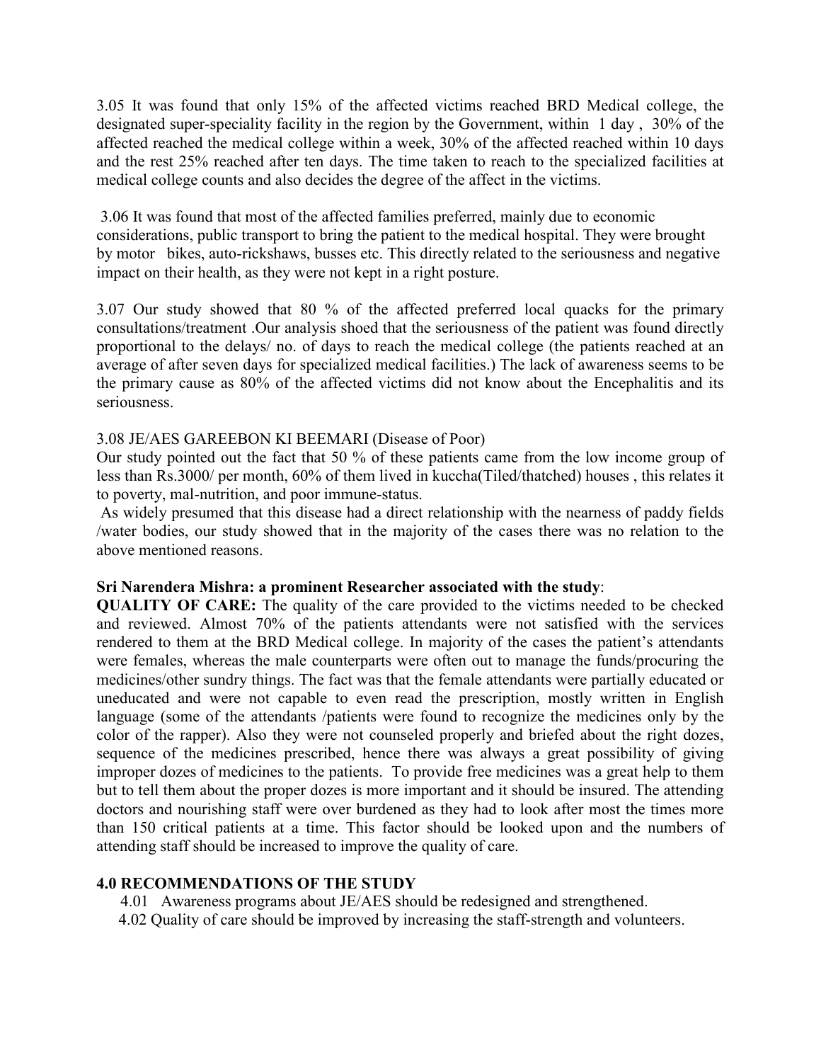3.05 It was found that only 15% of the affected victims reached BRD Medical college, the designated super-speciality facility in the region by the Government, within 1 day , 30% of the affected reached the medical college within a week, 30% of the affected reached within 10 days and the rest 25% reached after ten days. The time taken to reach to the specialized facilities at medical college counts and also decides the degree of the affect in the victims.

3.06 It was found that most of the affected families preferred, mainly due to economic considerations, public transport to bring the patient to the medical hospital. They were brought by motor bikes, auto-rickshaws, busses etc. This directly related to the seriousness and negative impact on their health, as they were not kept in a right posture.

3.07 Our study showed that 80 % of the affected preferred local quacks for the primary consultations/treatment .Our analysis shoed that the seriousness of the patient was found directly proportional to the delays/ no. of days to reach the medical college (the patients reached at an average of after seven days for specialized medical facilities.) The lack of awareness seems to be the primary cause as 80% of the affected victims did not know about the Encephalitis and its seriousness.

3.08 JE/AES GAREEBON KI BEEMARI (Disease of Poor)

Our study pointed out the fact that 50 % of these patients came from the low income group of less than Rs.3000/ per month, 60% of them lived in kuccha(Tiled/thatched) houses , this relates it to poverty, mal-nutrition, and poor immune-status.

As widely presumed that this disease had a direct relationship with the nearness of paddy fields /water bodies, our study showed that in the majority of the cases there was no relation to the above mentioned reasons.

**Sri Narendera Mishra: a prominent Researcher associated with the study**:

**QUALITY OF CARE:** The quality of the care provided to the victims needed to be checked and reviewed. Almost 70% of the patients attendants were not satisfied with the services rendered to them at the BRD Medical college. In majority of the cases the patient's attendants were females, whereas the male counterparts were often out to manage the funds/procuring the medicines/other sundry things. The fact was that the female attendants were partially educated or uneducated and were not capable to even read the prescription, mostly written in English language (some of the attendants /patients were found to recognize the medicines only by the color of the rapper). Also they were not counseled properly and briefed about the right dozes, sequence of the medicines prescribed, hence there was always a great possibility of giving improper dozes of medicines to the patients. To provide free medicines was a great help to them but to tell them about the proper dozes is more important and it should be insured. The attending doctors and nourishing staff were over burdened as they had to look after most the times more than 150 critical patients at a time. This factor should be looked upon and the numbers of attending staff should be increased to improve the quality of care.

## 4.0 RECOMMENDATIONS OF THE STUDY

4.01 Awareness programs about JE/AES should be redesigned and strengthened.

4.02 Quality of care should be improved by increasing the staff-strength and volunteers.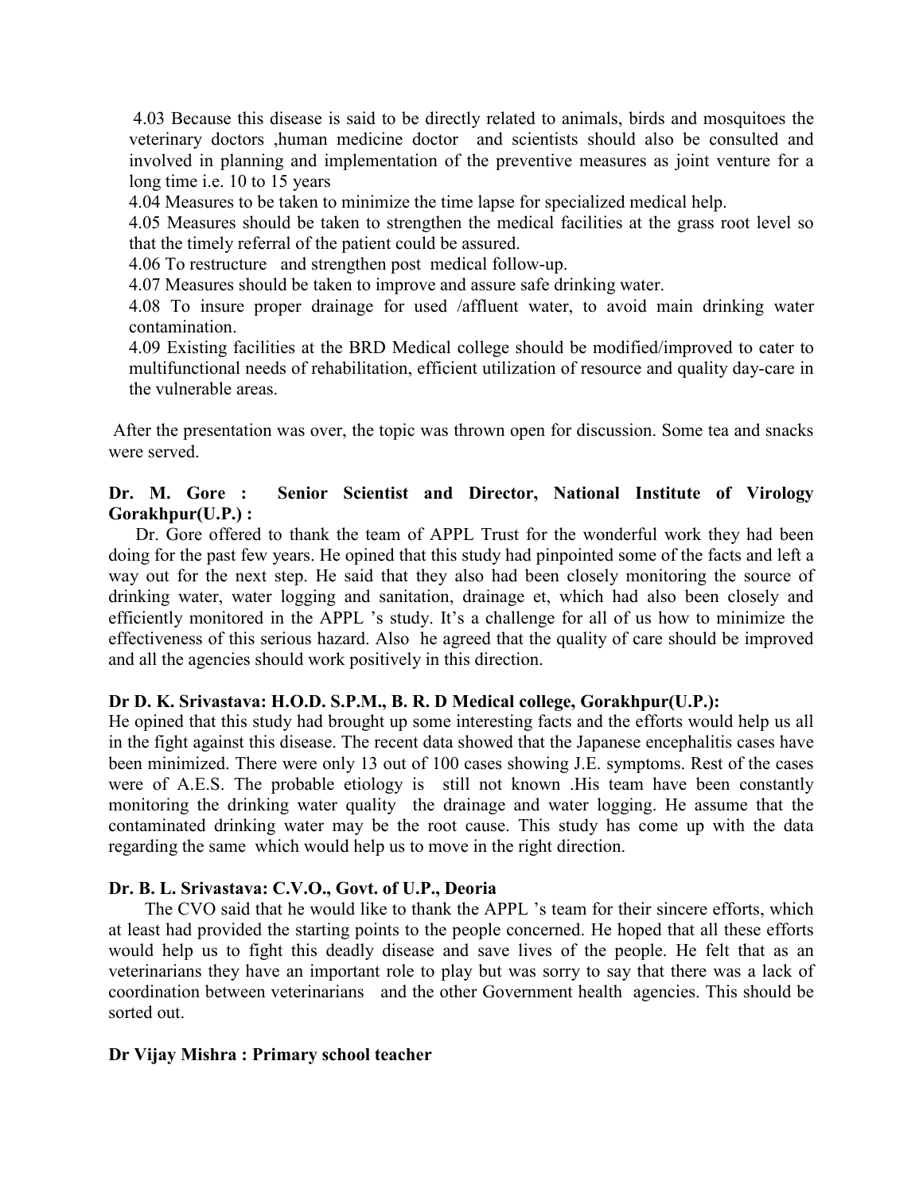4.03 Because this disease is said to be directly related to animals, birds and mosquitoes the veterinary doctors ,human medicine doctor and scientists should also be consulted and involved in planning and implementation of the preventive measures as joint venture for a long time i.e. 10 to 15 years

4.04 Measures to be taken to minimize the time lapse for specialized medical help.

4.05 Measures should be taken to strengthen the medical facilities at the grass root level so that the timely referral of the patient could be assured.

4.06 To restructure and strengthen post medical follow-up.

4.07 Measures should be taken to improve and assure safe drinking water.

4.08 To insure proper drainage for used /affluent water, to avoid main drinking water contamination.

4.09 Existing facilities at the BRD Medical college should be modified/improved to cater to multifunctional needs of rehabilitation, efficient utilization of resource and quality day-care in the vulnerable areas.

After the presentation was over, the topic was thrown open for discussion. Some tea and snacks were served.

**Dr. M. Gore : Senior Scientist and Director, National Institute of Virology Gorakhpur(U.P.) :**

Dr. Gore offered to thank the team of APPL Trust for the wonderful work they had been doing for the past few years. He opined that this study had pinpointed some of the facts and left a way out for the next step. He said that they also had been closely monitoring the source of drinking water, water logging and sanitation, drainage et, which had also been closely and efficiently monitored in the APPL 's study. It's a challenge for all of us how to minimize the effectiveness of this serious hazard. Also he agreed that the quality of care should be improved and all the agencies should work positively in this direction.

**Dr D. K. Srivastava: H.O.D. S.P.M., B. R. D Medical college, Gorakhpur(U.P.):**

He opined that this study had brought up some interesting facts and the efforts would help us all in the fight against this disease. The recent data showed that the Japanese encephalitis cases have been minimized. There were only 13 out of 100 cases showing J.E. symptoms. Rest of the cases were of A.E.S. The probable etiology is still not known .His team have been constantly monitoring the drinking water quality the drainage and water logging. He assume that the contaminated drinking water may be the root cause. This study has come up with the data regarding the same which would help us to move in the right direction.

**Dr. B. L. Srivastava: C.V.O., Govt. of U.P., Deoria**

The CVO said that he would like to thank the APPL 's team for their sincere efforts, which at least had provided the starting points to the people concerned. He hoped that all these efforts would help us to fight this deadly disease and save lives of the people. He felt that as an veterinarians they have an important role to play but was sorry to say that there was a lack of coordination between veterinarians and the other Government health agencies. This should be sorted out.

**Dr Vijay Mishra : Primary school teacher**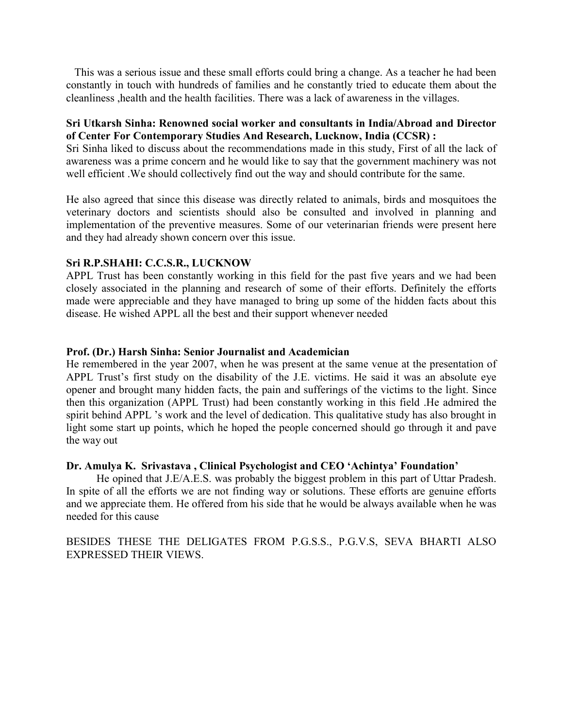This was a serious issue and these small efforts could bring a change. As a teacher he had been constantly in touch with hundreds of families and he constantly tried to educate them about the cleanliness ,health and the health facilities. There was a lack of awareness in the villages.

**Sri Utkarsh Sinha: Renowned social worker and consultants in India/Abroad and Director of Center For Contemporary Studies And Research, Lucknow, India (CCSR) :**
Sri Sinha liked to discuss about the recommendations made in this study, First of all the lack of awareness was a prime concern and he would like to say that the government machinery was not well efficient .We should collectively find out the way and should contribute for the same.

He also agreed that since this disease was directly related to animals, birds and mosquitoes the veterinary doctors and scientists should also be consulted and involved in planning and implementation of the preventive measures. Some of our veterinarian friends were present here and they had already shown concern over this issue.

**Sri R.P.SHAHI: C.C.S.R., LUCKNOW**
APPL Trust has been constantly working in this field for the past five years and we had been closely associated in the planning and research of some of their efforts. Definitely the efforts made were appreciable and they have managed to bring up some of the hidden facts about this disease. He wished APPL all the best and their support whenever needed

**Prof. (Dr.) Harsh Sinha: Senior Journalist and Academician**
He remembered in the year 2007, when he was present at the same venue at the presentation of APPL Trust's first study on the disability of the J.E. victims. He said it was an absolute eye opener and brought many hidden facts, the pain and sufferings of the victims to the light. Since then this organization (APPL Trust) had been constantly working in this field .He admired the spirit behind APPL 's work and the level of dedication. This qualitative study has also brought in light some start up points, which he hoped the people concerned should go through it and pave the way out

**Dr. Amulya K. Srivastava , Clinical Psychologist and CEO 'Achintya' Foundation'**
He opined that J.E/A.E.S. was probably the biggest problem in this part of Uttar Pradesh. In spite of all the efforts we are not finding way or solutions. These efforts are genuine efforts and we appreciate them. He offered from his side that he would be always available when he was needed for this cause

BESIDES THESE THE DELIGATES FROM P.G.S.S., P.G.V.S, SEVA BHARTI ALSO EXPRESSED THEIR VIEWS.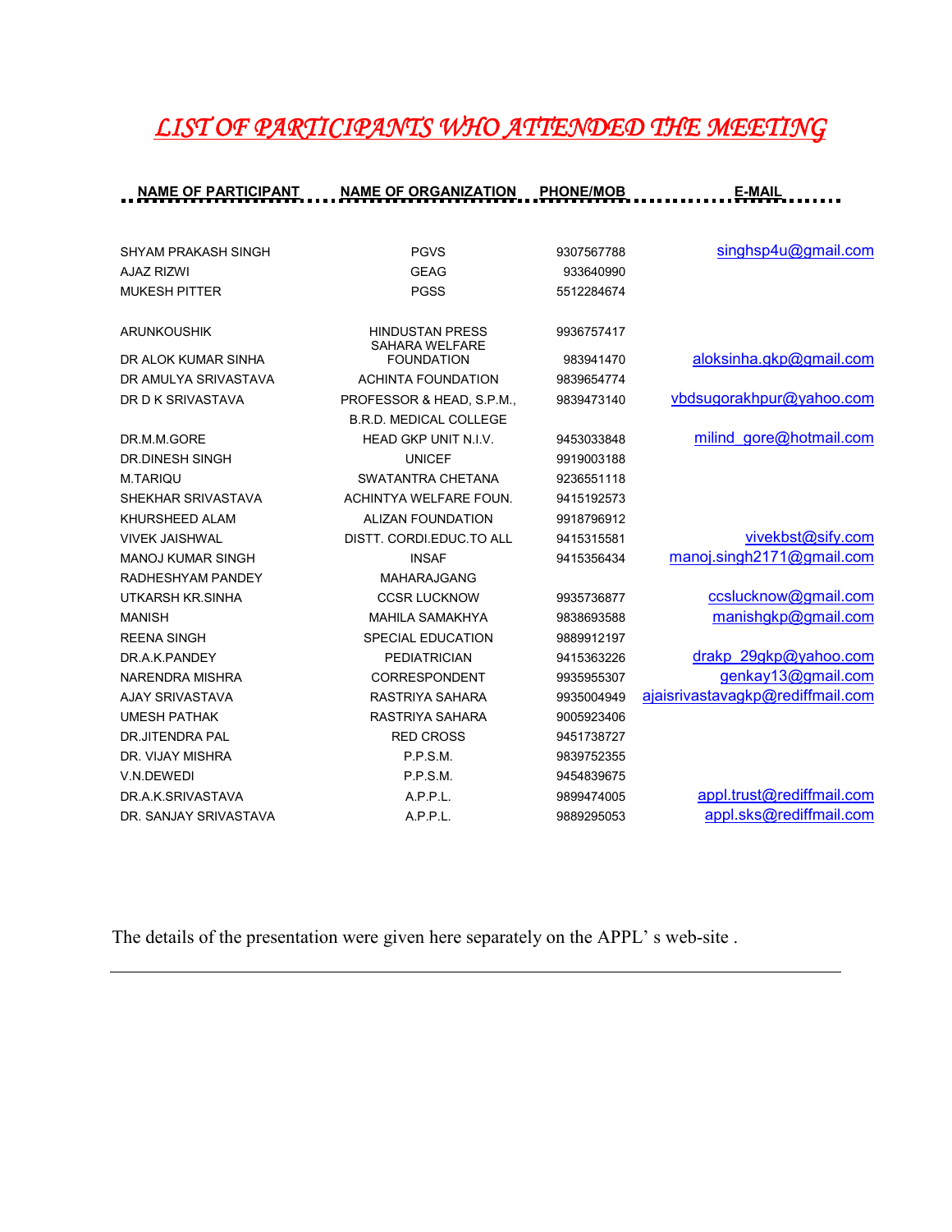# *LIST OF PARTICIPANTS WHO ATTENDED THE MEETING*

| NAME OF PARTICIPANT | NAME OF ORGANIZATION | PHONE/MOB | E-MAIL |
|---|---|---|---|
| SHYAM PRAKASH SINGH | PGVS | 9307567788 | singhsp4u@gmail.com |
| AJAZ RIZWI | GEAG | 933640990 | |
| MUKESH PITTER | PGSS | 5512284674 | |
| ARUNKOUSHIK | HINDUSTAN PRESS | 9936757417 | |
| DR ALOK KUMAR SINHA | SAHARA WELFARE FOUNDATION | 983941470 | aloksinha.gkp@gmail.com |
| DR AMULYA SRIVASTAVA | ACHINTA FOUNDATION | 9839654774 | |
| DR D K SRIVASTAVA | PROFESSOR & HEAD, S.P.M., B.R.D. MEDICAL COLLEGE | 9839473140 | vbdsugorakhpur@yahoo.com |
| DR.M.M.GORE | HEAD GKP UNIT N.I.V. | 9453033848 | milind_gore@hotmail.com |
| DR.DINESH SINGH | UNICEF | 9919003188 | |
| M.TARIQU | SWATANTRA CHETANA | 9236551118 | |
| SHEKHAR SRIVASTAVA | ACHINTYA WELFARE FOUN. | 9415192573 | |
| KHURSHEED ALAM | ALIZAN FOUNDATION | 9918796912 | |
| VIVEK JAISHWAL | DISTT. CORDI.EDUC.TO ALL | 9415315581 | vivekbst@sify.com |
| MANOJ KUMAR SINGH | INSAF | 9415356434 | manoj.singh2171@gmail.com |
| RADHESHYAM PANDEY | MAHARAJGANG | | |
| UTKARSH KR.SINHA | CCSR LUCKNOW | 9935736877 | ccslucknow@gmail.com |
| MANISH | MAHILA SAMAKHYA | 9838693588 | manishgkp@gmail.com |
| REENA SINGH | SPECIAL EDUCATION | 9889912197 | |
| DR.A.K.PANDEY | PEDIATRICIAN | 9415363226 | drakp_29gkp@yahoo.com |
| NARENDRA MISHRA | CORRESPONDENT | 9935955307 | genkay13@gmail.com |
| AJAY SRIVASTAVA | RASTRIYA SAHARA | 9935004949 | ajaisrivastavagkp@rediffmail.com |
| UMESH PATHAK | RASTRIYA SAHARA | 9005923406 | |
| DR.JITENDRA PAL | RED CROSS | 9451738727 | |
| DR. VIJAY MISHRA | P.P.S.M. | 9839752355 | |
| V.N.DEWEDI | P.P.S.M. | 9454839675 | |
| DR.A.K.SRIVASTAVA | A.P.P.L. | 9899474005 | appl.trust@rediffmail.com |
| DR. SANJAY SRIVASTAVA | A.P.P.L. | 9889295053 | appl.sks@rediffmail.com |

The details of the presentation were given here separately on the APPL' s web-site .